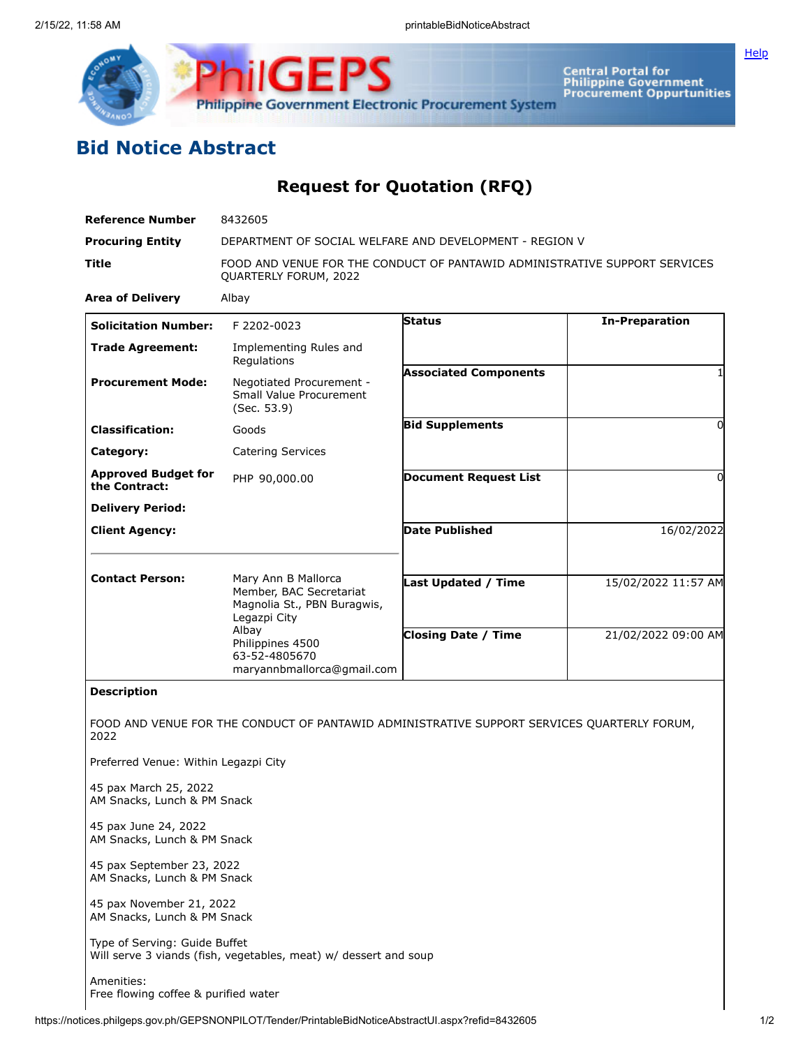# Bid Notice Abstract

## Request for Quotation (RFQ)

| | |
|---|---|
| **Reference Number** | 8432605 |
| **Procuring Entity** | DEPARTMENT OF SOCIAL WELFARE AND DEVELOPMENT - REGION V |
| **Title** | FOOD AND VENUE FOR THE CONDUCT OF PANTAWID ADMINISTRATIVE SUPPORT SERVICES QUARTERLY FORUM, 2022 |
| **Area of Delivery** | Albay |

| | | | |
|---|---|---|---|
| **Solicitation Number:** | F 2202-0023 | **Status** | In-Preparation |
| **Trade Agreement:** | Implementing Rules and Regulations | | |
| **Procurement Mode:** | Negotiated Procurement - Small Value Procurement (Sec. 53.9) | **Associated Components** | 1 |
| **Classification:** | Goods | **Bid Supplements** | 0 |
| **Category:** | Catering Services | | |
| **Approved Budget for the Contract:** | PHP 90,000.00 | **Document Request List** | 0 |
| **Delivery Period:** | | | |
| **Client Agency:** | | **Date Published** | 16/02/2022 |
| **Contact Person:** | Mary Ann B Mallorca<br>Member, BAC Secretariat<br>Magnolia St., PBN Buragwis, Legazpi City<br>Albay<br>Philippines 4500<br>63-52-4805670<br>maryannbmallorca@gmail.com | **Last Updated / Time** | 15/02/2022 11:57 AM |
| | | **Closing Date / Time** | 21/02/2022 09:00 AM |

**Description**

FOOD AND VENUE FOR THE CONDUCT OF PANTAWID ADMINISTRATIVE SUPPORT SERVICES QUARTERLY FORUM, 2022

Preferred Venue: Within Legazpi City

45 pax March 25, 2022
AM Snacks, Lunch & PM Snack

45 pax June 24, 2022
AM Snacks, Lunch & PM Snack

45 pax September 23, 2022
AM Snacks, Lunch & PM Snack

45 pax November 21, 2022
AM Snacks, Lunch & PM Snack

Type of Serving: Guide Buffet
Will serve 3 viands (fish, vegetables, meat) w/ dessert and soup

Amenities:
Free flowing coffee & purified water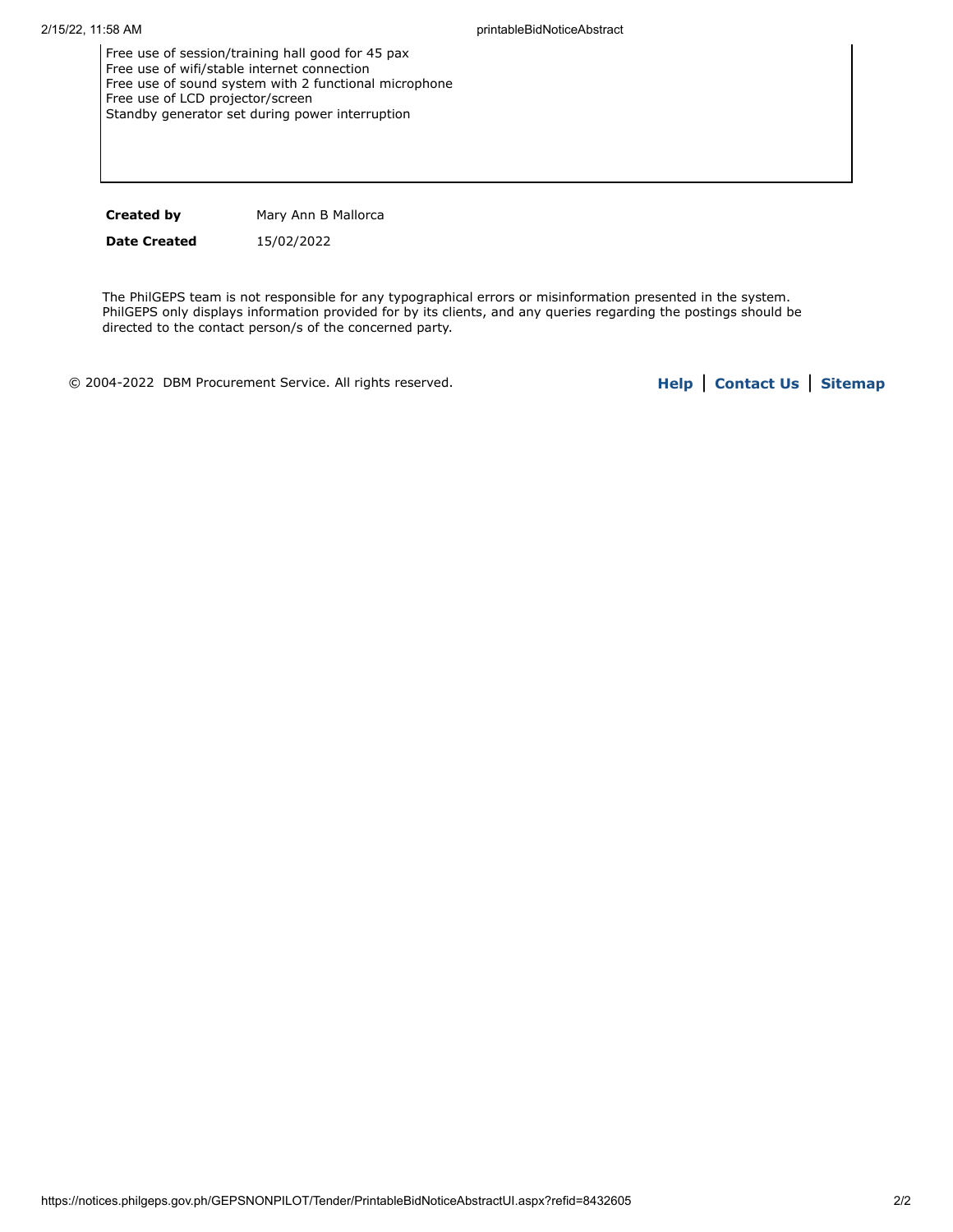Free use of session/training hall good for 45 pax
Free use of wifi/stable internet connection
Free use of sound system with 2 functional microphone
Free use of LCD projector/screen
Standby generator set during power interruption

| | |
|---|---|
| **Created by** | Mary Ann B Mallorca |
| **Date Created** | 15/02/2022 |

The PhilGEPS team is not responsible for any typographical errors or misinformation presented in the system. PhilGEPS only displays information provided for by its clients, and any queries regarding the postings should be directed to the contact person/s of the concerned party.

© 2004-2022 DBM Procurement Service. All rights reserved.

**Help** | **Contact Us** | **Sitemap**